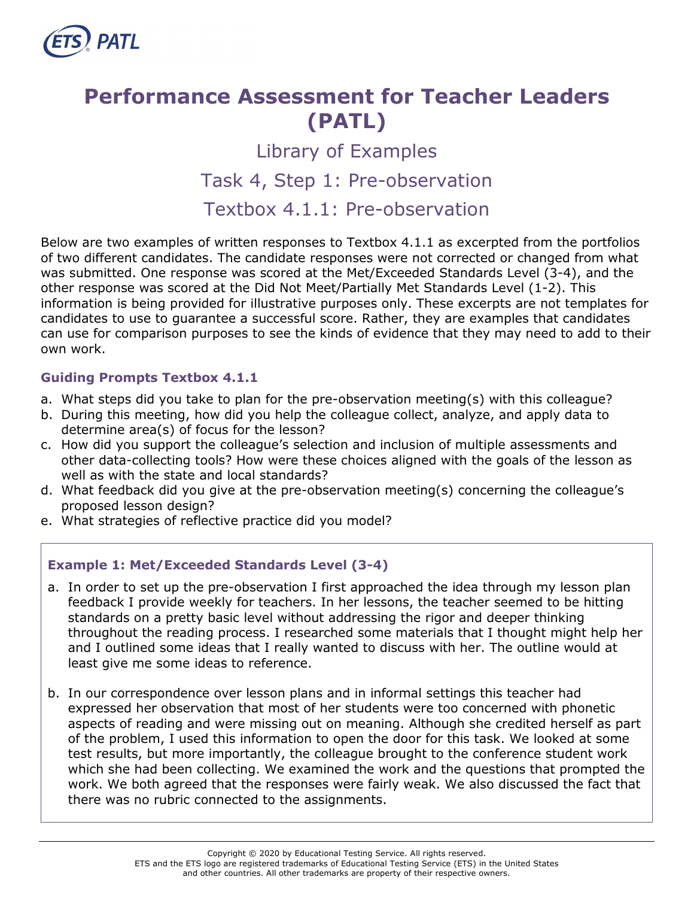# Performance Assessment for Teacher Leaders (PATL)

## Library of Examples

## Task 4, Step 1: Pre-observation

## Textbox 4.1.1: Pre-observation

Below are two examples of written responses to Textbox 4.1.1 as excerpted from the portfolios of two different candidates. The candidate responses were not corrected or changed from what was submitted. One response was scored at the Met/Exceeded Standards Level (3-4), and the other response was scored at the Did Not Meet/Partially Met Standards Level (1-2). This information is being provided for illustrative purposes only. These excerpts are not templates for candidates to use to guarantee a successful score. Rather, they are examples that candidates can use for comparison purposes to see the kinds of evidence that they may need to add to their own work.

### Guiding Prompts Textbox 4.1.1

a. What steps did you take to plan for the pre-observation meeting(s) with this colleague?
b. During this meeting, how did you help the colleague collect, analyze, and apply data to determine area(s) of focus for the lesson?
c. How did you support the colleague's selection and inclusion of multiple assessments and other data-collecting tools? How were these choices aligned with the goals of the lesson as well as with the state and local standards?
d. What feedback did you give at the pre-observation meeting(s) concerning the colleague's proposed lesson design?
e. What strategies of reflective practice did you model?

### Example 1: Met/Exceeded Standards Level (3-4)

a. In order to set up the pre-observation I first approached the idea through my lesson plan feedback I provide weekly for teachers. In her lessons, the teacher seemed to be hitting standards on a pretty basic level without addressing the rigor and deeper thinking throughout the reading process. I researched some materials that I thought might help her and I outlined some ideas that I really wanted to discuss with her. The outline would at least give me some ideas to reference.

b. In our correspondence over lesson plans and in informal settings this teacher had expressed her observation that most of her students were too concerned with phonetic aspects of reading and were missing out on meaning. Although she credited herself as part of the problem, I used this information to open the door for this task. We looked at some test results, but more importantly, the colleague brought to the conference student work which she had been collecting. We examined the work and the questions that prompted the work. We both agreed that the responses were fairly weak. We also discussed the fact that there was no rubric connected to the assignments.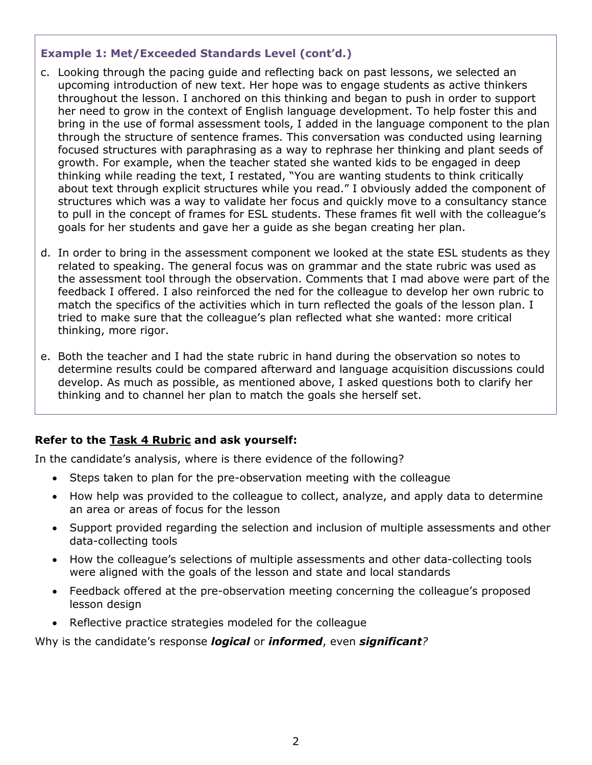### Example 1: Met/Exceeded Standards Level (cont'd.)

c. Looking through the pacing guide and reflecting back on past lessons, we selected an upcoming introduction of new text. Her hope was to engage students as active thinkers throughout the lesson. I anchored on this thinking and began to push in order to support her need to grow in the context of English language development. To help foster this and bring in the use of formal assessment tools, I added in the language component to the plan through the structure of sentence frames. This conversation was conducted using learning focused structures with paraphrasing as a way to rephrase her thinking and plant seeds of growth. For example, when the teacher stated she wanted kids to be engaged in deep thinking while reading the text, I restated, "You are wanting students to think critically about text through explicit structures while you read." I obviously added the component of structures which was a way to validate her focus and quickly move to a consultancy stance to pull in the concept of frames for ESL students. These frames fit well with the colleague's goals for her students and gave her a guide as she began creating her plan.

d. In order to bring in the assessment component we looked at the state ESL students as they related to speaking. The general focus was on grammar and the state rubric was used as the assessment tool through the observation. Comments that I mad above were part of the feedback I offered. I also reinforced the ned for the colleague to develop her own rubric to match the specifics of the activities which in turn reflected the goals of the lesson plan. I tried to make sure that the colleague's plan reflected what she wanted: more critical thinking, more rigor.

e. Both the teacher and I had the state rubric in hand during the observation so notes to determine results could be compared afterward and language acquisition discussions could develop. As much as possible, as mentioned above, I asked questions both to clarify her thinking and to channel her plan to match the goals she herself set.

**Refer to the Task 4 Rubric and ask yourself:**

In the candidate's analysis, where is there evidence of the following?

- Steps taken to plan for the pre-observation meeting with the colleague
- How help was provided to the colleague to collect, analyze, and apply data to determine an area or areas of focus for the lesson
- Support provided regarding the selection and inclusion of multiple assessments and other data-collecting tools
- How the colleague's selections of multiple assessments and other data-collecting tools were aligned with the goals of the lesson and state and local standards
- Feedback offered at the pre-observation meeting concerning the colleague's proposed lesson design
- Reflective practice strategies modeled for the colleague

Why is the candidate's response ***logical*** or ***informed***, even ***significant****?*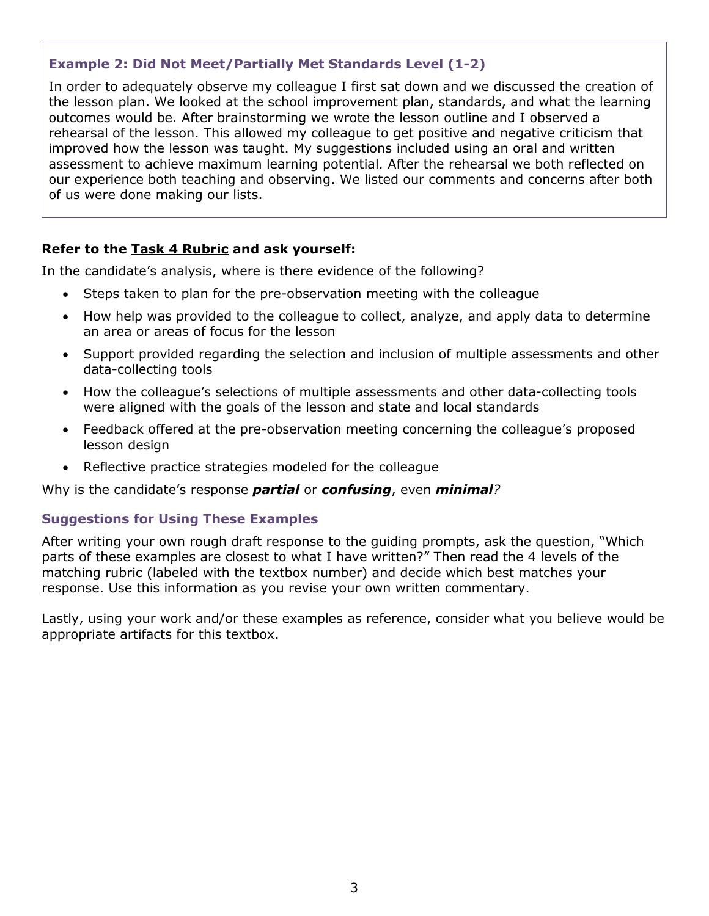### Example 2: Did Not Meet/Partially Met Standards Level (1-2)

In order to adequately observe my colleague I first sat down and we discussed the creation of the lesson plan. We looked at the school improvement plan, standards, and what the learning outcomes would be. After brainstorming we wrote the lesson outline and I observed a rehearsal of the lesson. This allowed my colleague to get positive and negative criticism that improved how the lesson was taught. My suggestions included using an oral and written assessment to achieve maximum learning potential. After the rehearsal we both reflected on our experience both teaching and observing. We listed our comments and concerns after both of us were done making our lists.

**Refer to the Task 4 Rubric and ask yourself:**

In the candidate's analysis, where is there evidence of the following?

- Steps taken to plan for the pre-observation meeting with the colleague
- How help was provided to the colleague to collect, analyze, and apply data to determine an area or areas of focus for the lesson
- Support provided regarding the selection and inclusion of multiple assessments and other data-collecting tools
- How the colleague's selections of multiple assessments and other data-collecting tools were aligned with the goals of the lesson and state and local standards
- Feedback offered at the pre-observation meeting concerning the colleague's proposed lesson design
- Reflective practice strategies modeled for the colleague

Why is the candidate's response ***partial*** or ***confusing***, even ***minimal***?

### Suggestions for Using These Examples

After writing your own rough draft response to the guiding prompts, ask the question, "Which parts of these examples are closest to what I have written?" Then read the 4 levels of the matching rubric (labeled with the textbox number) and decide which best matches your response. Use this information as you revise your own written commentary.

Lastly, using your work and/or these examples as reference, consider what you believe would be appropriate artifacts for this textbox.